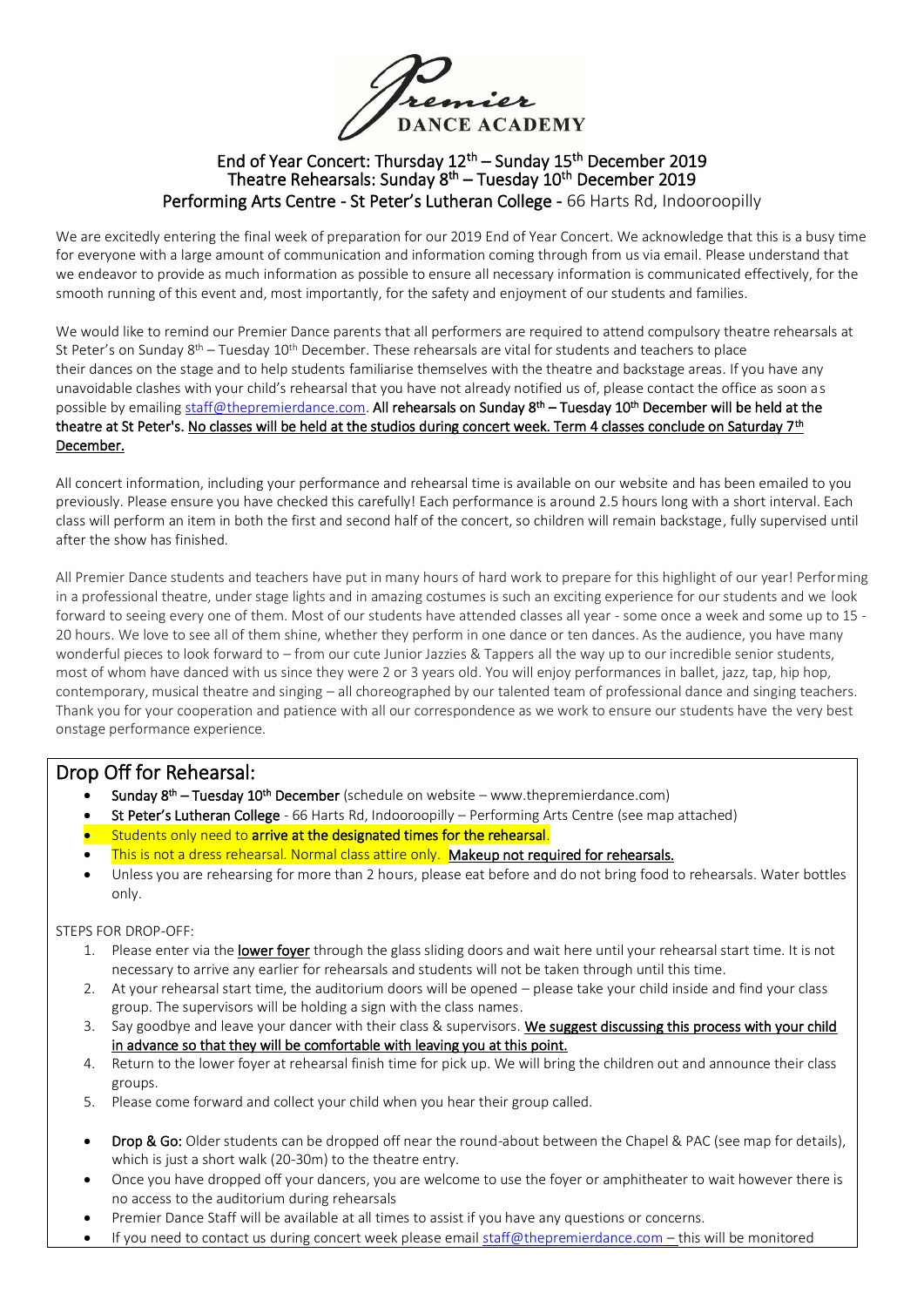Premier DANCE ACADEMY

## End of Year Concert: Thursday 12th – Sunday 15th December 2019
## Theatre Rehearsals: Sunday 8th – Tuesday 10th December 2019
## Performing Arts Centre - St Peter's Lutheran College - 66 Harts Rd, Indooroopilly

We are excitedly entering the final week of preparation for our 2019 End of Year Concert. We acknowledge that this is a busy time for everyone with a large amount of communication and information coming through from us via email. Please understand that we endeavor to provide as much information as possible to ensure all necessary information is communicated effectively, for the smooth running of this event and, most importantly, for the safety and enjoyment of our students and families.

We would like to remind our Premier Dance parents that all performers are required to attend compulsory theatre rehearsals at St Peter's on Sunday 8th – Tuesday 10th December. These rehearsals are vital for students and teachers to place their dances on the stage and to help students familiarise themselves with the theatre and backstage areas. If you have any unavoidable clashes with your child's rehearsal that you have not already notified us of, please contact the office as soon as possible by emailing staff@thepremierdance.com. **All rehearsals on Sunday 8th – Tuesday 10th December will be held at the theatre at St Peter's. No classes will be held at the studios during concert week. Term 4 classes conclude on Saturday 7th December.**

All concert information, including your performance and rehearsal time is available on our website and has been emailed to you previously. Please ensure you have checked this carefully! Each performance is around 2.5 hours long with a short interval. Each class will perform an item in both the first and second half of the concert, so children will remain backstage, fully supervised until after the show has finished.

All Premier Dance students and teachers have put in many hours of hard work to prepare for this highlight of our year! Performing in a professional theatre, under stage lights and in amazing costumes is such an exciting experience for our students and we look forward to seeing every one of them. Most of our students have attended classes all year - some once a week and some up to 15 - 20 hours. We love to see all of them shine, whether they perform in one dance or ten dances. As the audience, you have many wonderful pieces to look forward to – from our cute Junior Jazzies & Tappers all the way up to our incredible senior students, most of whom have danced with us since they were 2 or 3 years old. You will enjoy performances in ballet, jazz, tap, hip hop, contemporary, musical theatre and singing – all choreographed by our talented team of professional dance and singing teachers. Thank you for your cooperation and patience with all our correspondence as we work to ensure our students have the very best onstage performance experience.

## Drop Off for Rehearsal:

- **Sunday 8th – Tuesday 10th December** (schedule on website – www.thepremierdance.com)
- **St Peter's Lutheran College** - 66 Harts Rd, Indooroopilly – Performing Arts Centre (see map attached)
- Students only need to **arrive at the designated times for the rehearsal**.
- This is not a dress rehearsal. Normal class attire only. **Makeup not required for rehearsals.**
- Unless you are rehearsing for more than 2 hours, please eat before and do not bring food to rehearsals. Water bottles only.

STEPS FOR DROP-OFF:

1. Please enter via the **lower foyer** through the glass sliding doors and wait here until your rehearsal start time. It is not necessary to arrive any earlier for rehearsals and students will not be taken through until this time.
2. At your rehearsal start time, the auditorium doors will be opened – please take your child inside and find your class group. The supervisors will be holding a sign with the class names.
3. Say goodbye and leave your dancer with their class & supervisors. **We suggest discussing this process with your child in advance so that they will be comfortable with leaving you at this point.**
4. Return to the lower foyer at rehearsal finish time for pick up. We will bring the children out and announce their class groups.
5. Please come forward and collect your child when you hear their group called.

- **Drop & Go:** Older students can be dropped off near the round-about between the Chapel & PAC (see map for details), which is just a short walk (20-30m) to the theatre entry.
- Once you have dropped off your dancers, you are welcome to use the foyer or amphitheater to wait however there is no access to the auditorium during rehearsals
- Premier Dance Staff will be available at all times to assist if you have any questions or concerns.
- If you need to contact us during concert week please email staff@thepremierdance.com – this will be monitored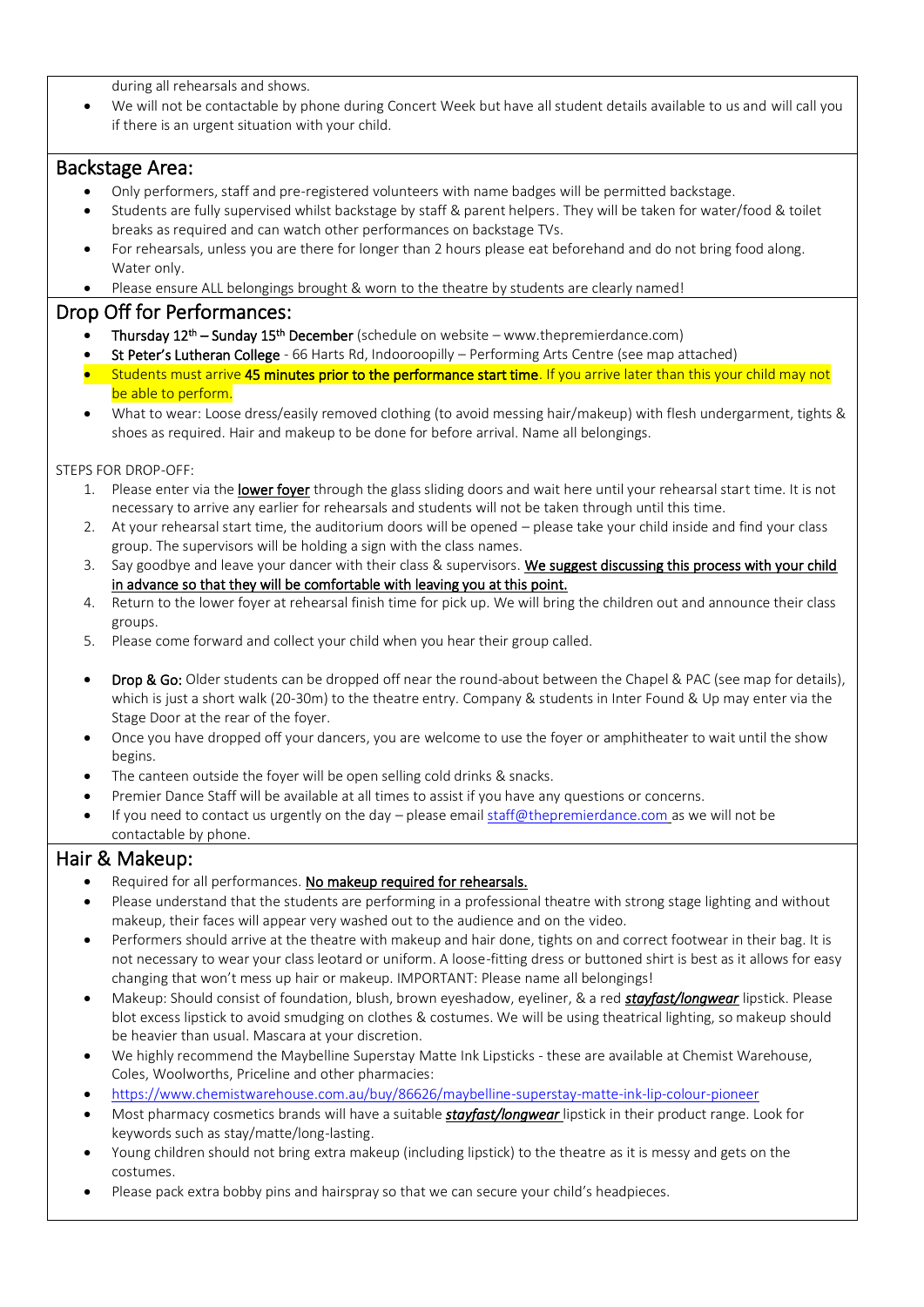during all rehearsals and shows.

- We will not be contactable by phone during Concert Week but have all student details available to us and will call you if there is an urgent situation with your child.

## Backstage Area:

- Only performers, staff and pre-registered volunteers with name badges will be permitted backstage.
- Students are fully supervised whilst backstage by staff & parent helpers. They will be taken for water/food & toilet breaks as required and can watch other performances on backstage TVs.
- For rehearsals, unless you are there for longer than 2 hours please eat beforehand and do not bring food along. Water only.
- Please ensure ALL belongings brought & worn to the theatre by students are clearly named!

## Drop Off for Performances:

- **Thursday 12th – Sunday 15th December** (schedule on website – www.thepremierdance.com)
- **St Peter's Lutheran College** - 66 Harts Rd, Indooroopilly – Performing Arts Centre (see map attached)
- Students must arrive **45 minutes prior to the performance start time**. If you arrive later than this your child may not be able to perform.
- What to wear: Loose dress/easily removed clothing (to avoid messing hair/makeup) with flesh undergarment, tights & shoes as required. Hair and makeup to be done for before arrival. Name all belongings.

STEPS FOR DROP-OFF:

1. Please enter via the lower foyer through the glass sliding doors and wait here until your rehearsal start time. It is not necessary to arrive any earlier for rehearsals and students will not be taken through until this time.
2. At your rehearsal start time, the auditorium doors will be opened – please take your child inside and find your class group. The supervisors will be holding a sign with the class names.
3. Say goodbye and leave your dancer with their class & supervisors. We suggest discussing this process with your child in advance so that they will be comfortable with leaving you at this point.
4. Return to the lower foyer at rehearsal finish time for pick up. We will bring the children out and announce their class groups.
5. Please come forward and collect your child when you hear their group called.

- **Drop & Go:** Older students can be dropped off near the round-about between the Chapel & PAC (see map for details), which is just a short walk (20-30m) to the theatre entry. Company & students in Inter Found & Up may enter via the Stage Door at the rear of the foyer.
- Once you have dropped off your dancers, you are welcome to use the foyer or amphitheater to wait until the show begins.
- The canteen outside the foyer will be open selling cold drinks & snacks.
- Premier Dance Staff will be available at all times to assist if you have any questions or concerns.
- If you need to contact us urgently on the day – please email staff@thepremierdance.com as we will not be contactable by phone.

## Hair & Makeup:

- Required for all performances. No makeup required for rehearsals.
- Please understand that the students are performing in a professional theatre with strong stage lighting and without makeup, their faces will appear very washed out to the audience and on the video.
- Performers should arrive at the theatre with makeup and hair done, tights on and correct footwear in their bag. It is not necessary to wear your class leotard or uniform. A loose-fitting dress or buttoned shirt is best as it allows for easy changing that won't mess up hair or makeup. IMPORTANT: Please name all belongings!
- Makeup: Should consist of foundation, blush, brown eyeshadow, eyeliner, & a red ***stayfast/longwear*** lipstick. Please blot excess lipstick to avoid smudging on clothes & costumes. We will be using theatrical lighting, so makeup should be heavier than usual. Mascara at your discretion.
- We highly recommend the Maybelline Superstay Matte Ink Lipsticks - these are available at Chemist Warehouse, Coles, Woolworths, Priceline and other pharmacies:
- https://www.chemistwarehouse.com.au/buy/86626/maybelline-superstay-matte-ink-lip-colour-pioneer
- Most pharmacy cosmetics brands will have a suitable ***stayfast/longwear*** lipstick in their product range. Look for keywords such as stay/matte/long-lasting.
- Young children should not bring extra makeup (including lipstick) to the theatre as it is messy and gets on the costumes.
- Please pack extra bobby pins and hairspray so that we can secure your child's headpieces.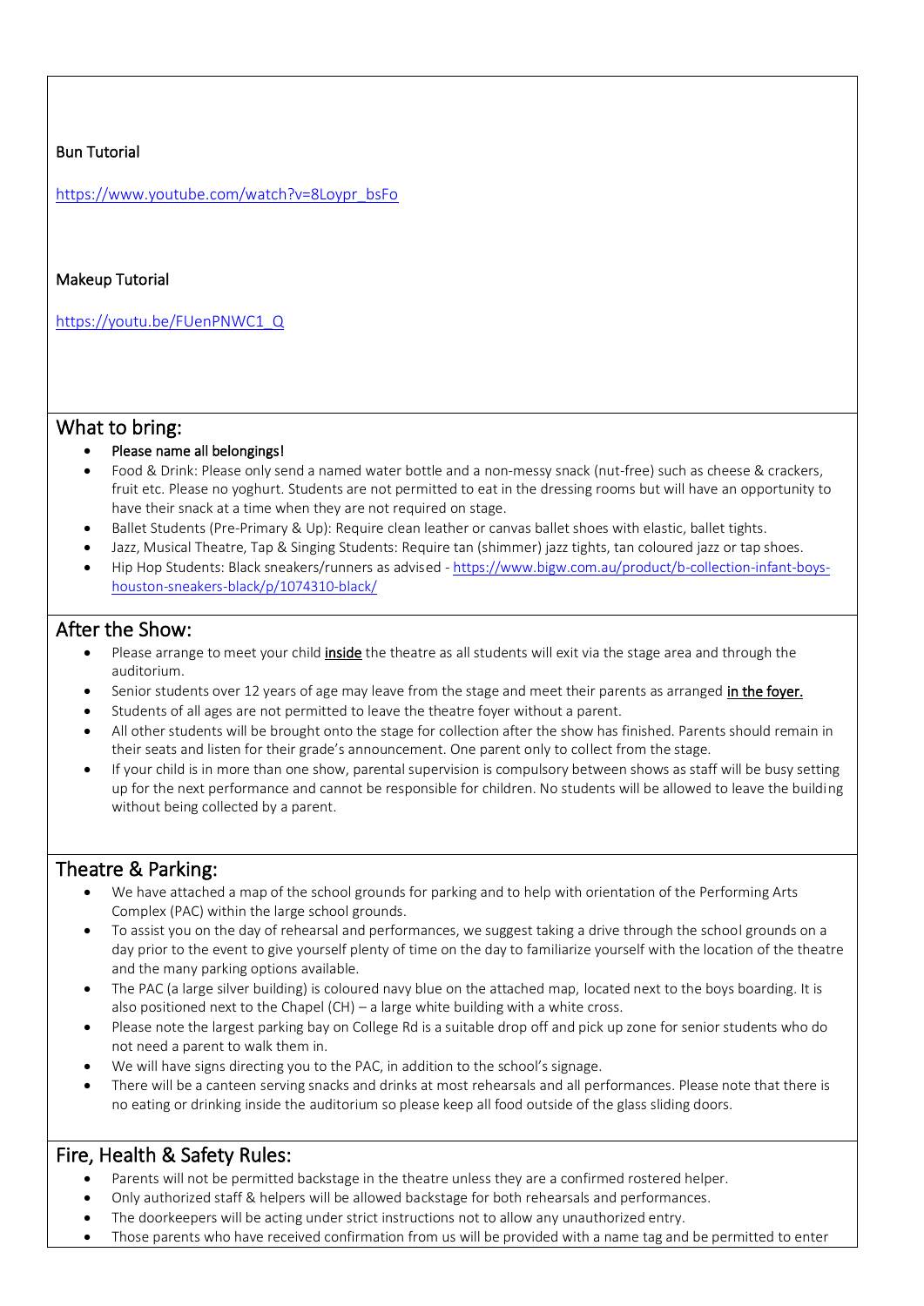Bun Tutorial

https://www.youtube.com/watch?v=8Loypr_bsFo

Makeup Tutorial

https://youtu.be/FUenPNWC1_Q

## What to bring:

- **Please name all belongings!**
- Food & Drink: Please only send a named water bottle and a non-messy snack (nut-free) such as cheese & crackers, fruit etc. Please no yoghurt. Students are not permitted to eat in the dressing rooms but will have an opportunity to have their snack at a time when they are not required on stage.
- Ballet Students (Pre-Primary & Up): Require clean leather or canvas ballet shoes with elastic, ballet tights.
- Jazz, Musical Theatre, Tap & Singing Students: Require tan (shimmer) jazz tights, tan coloured jazz or tap shoes.
- Hip Hop Students: Black sneakers/runners as advised - https://www.bigw.com.au/product/b-collection-infant-boys-houston-sneakers-black/p/1074310-black/

## After the Show:

- Please arrange to meet your child **inside** the theatre as all students will exit via the stage area and through the auditorium.
- Senior students over 12 years of age may leave from the stage and meet their parents as arranged **in the foyer.**
- Students of all ages are not permitted to leave the theatre foyer without a parent.
- All other students will be brought onto the stage for collection after the show has finished. Parents should remain in their seats and listen for their grade's announcement. One parent only to collect from the stage.
- If your child is in more than one show, parental supervision is compulsory between shows as staff will be busy setting up for the next performance and cannot be responsible for children. No students will be allowed to leave the building without being collected by a parent.

## Theatre & Parking:

- We have attached a map of the school grounds for parking and to help with orientation of the Performing Arts Complex (PAC) within the large school grounds.
- To assist you on the day of rehearsal and performances, we suggest taking a drive through the school grounds on a day prior to the event to give yourself plenty of time on the day to familiarize yourself with the location of the theatre and the many parking options available.
- The PAC (a large silver building) is coloured navy blue on the attached map, located next to the boys boarding. It is also positioned next to the Chapel (CH) – a large white building with a white cross.
- Please note the largest parking bay on College Rd is a suitable drop off and pick up zone for senior students who do not need a parent to walk them in.
- We will have signs directing you to the PAC, in addition to the school's signage.
- There will be a canteen serving snacks and drinks at most rehearsals and all performances. Please note that there is no eating or drinking inside the auditorium so please keep all food outside of the glass sliding doors.

## Fire, Health & Safety Rules:

- Parents will not be permitted backstage in the theatre unless they are a confirmed rostered helper.
- Only authorized staff & helpers will be allowed backstage for both rehearsals and performances.
- The doorkeepers will be acting under strict instructions not to allow any unauthorized entry.
- Those parents who have received confirmation from us will be provided with a name tag and be permitted to enter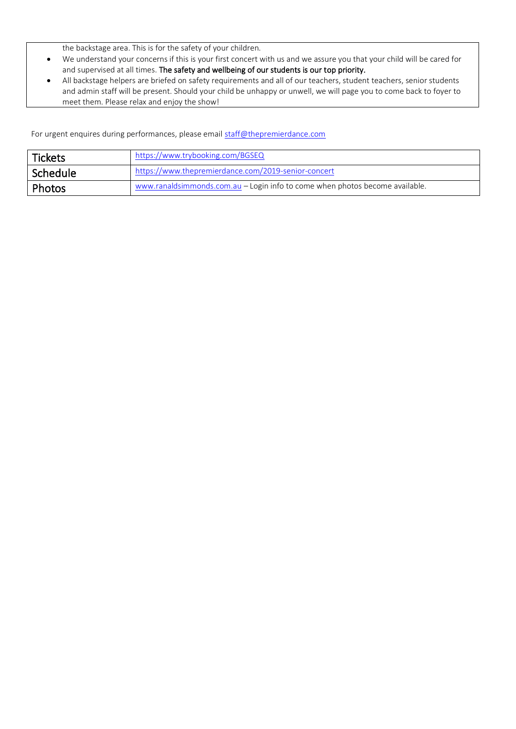the backstage area. This is for the safety of your children.

- We understand your concerns if this is your first concert with us and we assure you that your child will be cared for and supervised at all times. **The safety and wellbeing of our students is our top priority.**
- All backstage helpers are briefed on safety requirements and all of our teachers, student teachers, senior students and admin staff will be present. Should your child be unhappy or unwell, we will page you to come back to foyer to meet them. Please relax and enjoy the show!

For urgent enquires during performances, please email staff@thepremierdance.com

| | |
|---|---|
| Tickets | https://www.trybooking.com/BGSEQ |
| Schedule | https://www.thepremierdance.com/2019-senior-concert |
| Photos | www.ranaldsimmonds.com.au – Login info to come when photos become available. |